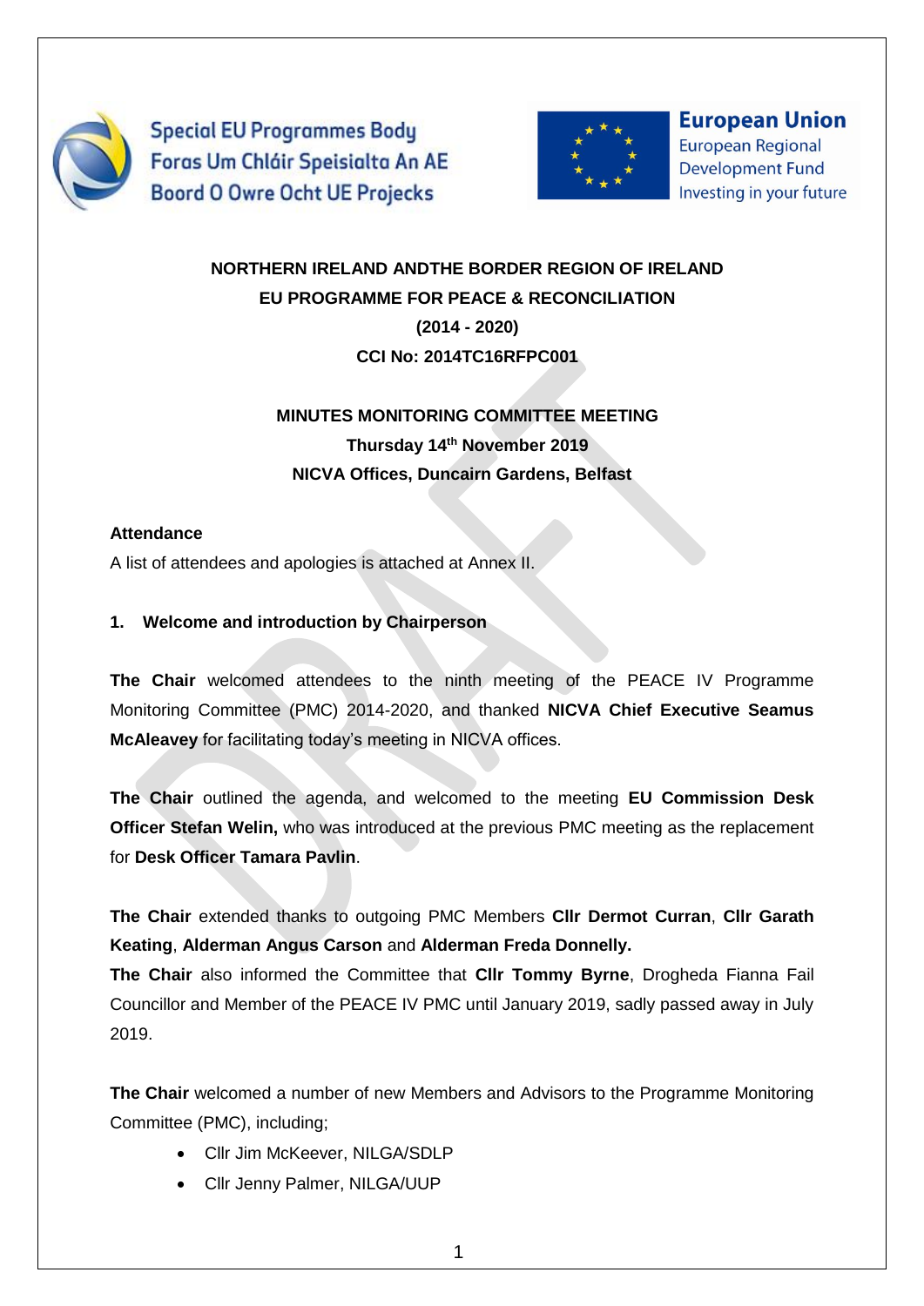Special EU Programmes Body
Foras Um Chláir Speisialta An AE
Boord O Owre Ocht UE Projecks

European Union
European Regional Development Fund
Investing in your future

**NORTHERN IRELAND ANDTHE BORDER REGION OF IRELAND**
**EU PROGRAMME FOR PEACE & RECONCILIATION**
**(2014 - 2020)**
**CCI No: 2014TC16RFPC001**

**MINUTES MONITORING COMMITTEE MEETING**
**Thursday 14th November 2019**
**NICVA Offices, Duncairn Gardens, Belfast**

**Attendance**

A list of attendees and apologies is attached at Annex II.

## 1. Welcome and introduction by Chairperson

**The Chair** welcomed attendees to the ninth meeting of the PEACE IV Programme Monitoring Committee (PMC) 2014-2020, and thanked **NICVA Chief Executive Seamus McAleavey** for facilitating today's meeting in NICVA offices.

**The Chair** outlined the agenda, and welcomed to the meeting **EU Commission Desk Officer Stefan Welin,** who was introduced at the previous PMC meeting as the replacement for **Desk Officer Tamara Pavlin**.

**The Chair** extended thanks to outgoing PMC Members **Cllr Dermot Curran**, **Cllr Garath Keating**, **Alderman Angus Carson** and **Alderman Freda Donnelly.**
**The Chair** also informed the Committee that **Cllr Tommy Byrne**, Drogheda Fianna Fail Councillor and Member of the PEACE IV PMC until January 2019, sadly passed away in July 2019.

**The Chair** welcomed a number of new Members and Advisors to the Programme Monitoring Committee (PMC), including;

- Cllr Jim McKeever, NILGA/SDLP
- Cllr Jenny Palmer, NILGA/UUP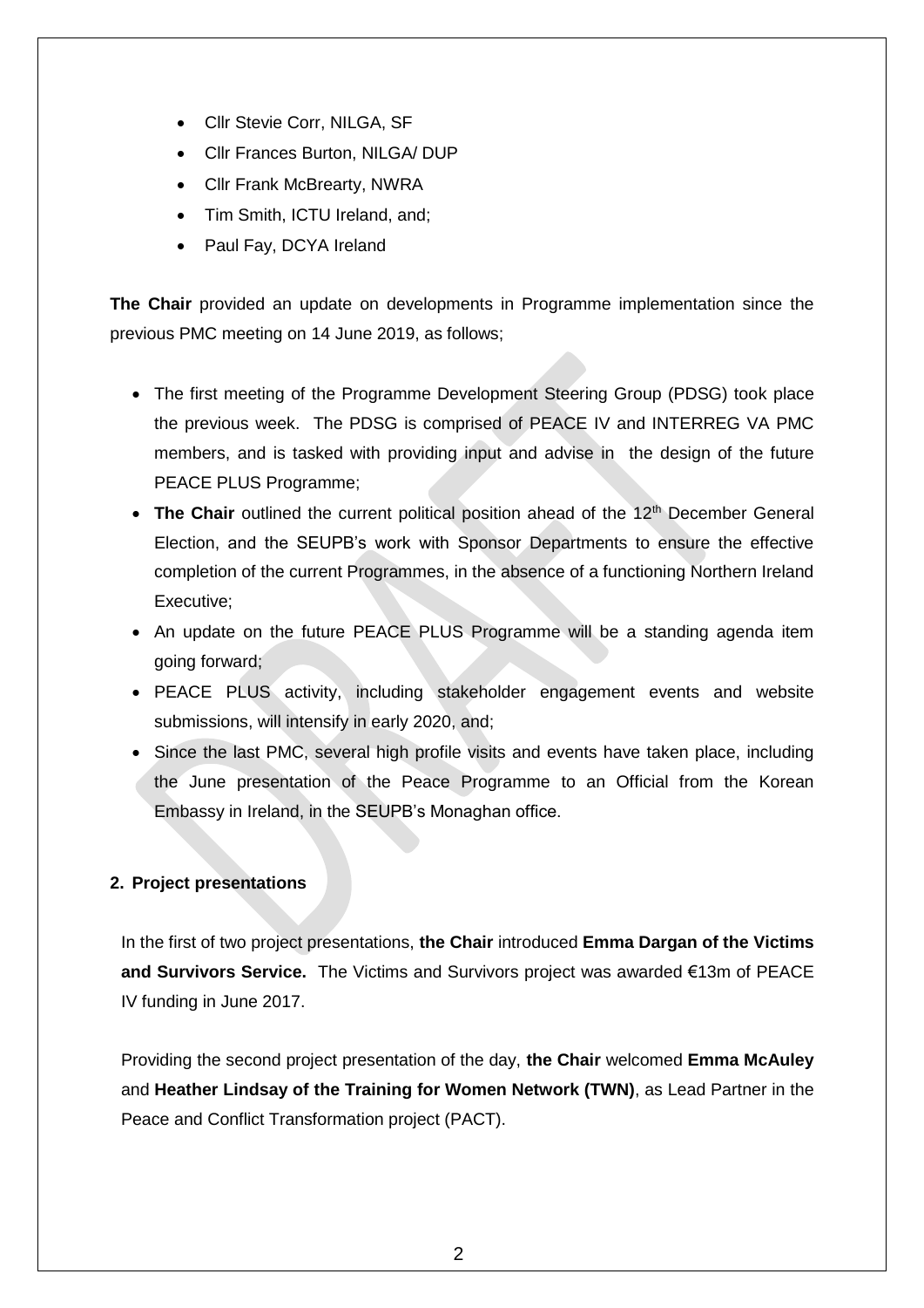- Cllr Stevie Corr, NILGA, SF
- Cllr Frances Burton, NILGA/ DUP
- Cllr Frank McBrearty, NWRA
- Tim Smith, ICTU Ireland, and;
- Paul Fay, DCYA Ireland

**The Chair** provided an update on developments in Programme implementation since the previous PMC meeting on 14 June 2019, as follows;

- The first meeting of the Programme Development Steering Group (PDSG) took place the previous week. The PDSG is comprised of PEACE IV and INTERREG VA PMC members, and is tasked with providing input and advise in the design of the future PEACE PLUS Programme;
- **The Chair** outlined the current political position ahead of the 12th December General Election, and the SEUPB's work with Sponsor Departments to ensure the effective completion of the current Programmes, in the absence of a functioning Northern Ireland Executive;
- An update on the future PEACE PLUS Programme will be a standing agenda item going forward;
- PEACE PLUS activity, including stakeholder engagement events and website submissions, will intensify in early 2020, and;
- Since the last PMC, several high profile visits and events have taken place, including the June presentation of the Peace Programme to an Official from the Korean Embassy in Ireland, in the SEUPB's Monaghan office.

**2. Project presentations**

In the first of two project presentations, **the Chair** introduced **Emma Dargan of the Victims and Survivors Service.** The Victims and Survivors project was awarded €13m of PEACE IV funding in June 2017.

Providing the second project presentation of the day, **the Chair** welcomed **Emma McAuley** and **Heather Lindsay of the Training for Women Network (TWN)**, as Lead Partner in the Peace and Conflict Transformation project (PACT).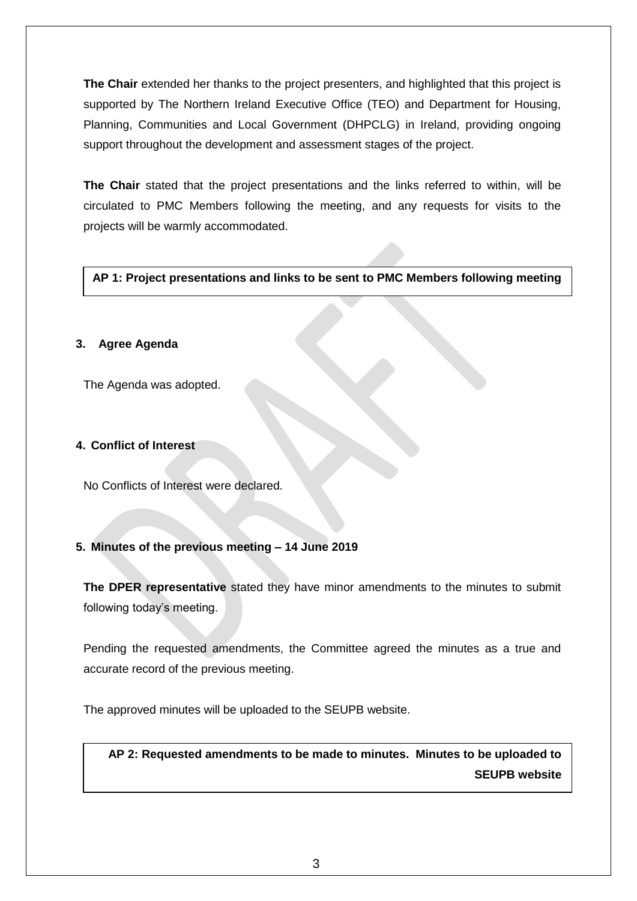**The Chair** extended her thanks to the project presenters, and highlighted that this project is supported by The Northern Ireland Executive Office (TEO) and Department for Housing, Planning, Communities and Local Government (DHPCLG) in Ireland, providing ongoing support throughout the development and assessment stages of the project.

**The Chair** stated that the project presentations and the links referred to within, will be circulated to PMC Members following the meeting, and any requests for visits to the projects will be warmly accommodated.

**AP 1: Project presentations and links to be sent to PMC Members following meeting**

### 3. Agree Agenda

The Agenda was adopted.

### 4. Conflict of Interest

No Conflicts of Interest were declared.

### 5. Minutes of the previous meeting – 14 June 2019

**The DPER representative** stated they have minor amendments to the minutes to submit following today's meeting.

Pending the requested amendments, the Committee agreed the minutes as a true and accurate record of the previous meeting.

The approved minutes will be uploaded to the SEUPB website.

**AP 2: Requested amendments to be made to minutes. Minutes to be uploaded to SEUPB website**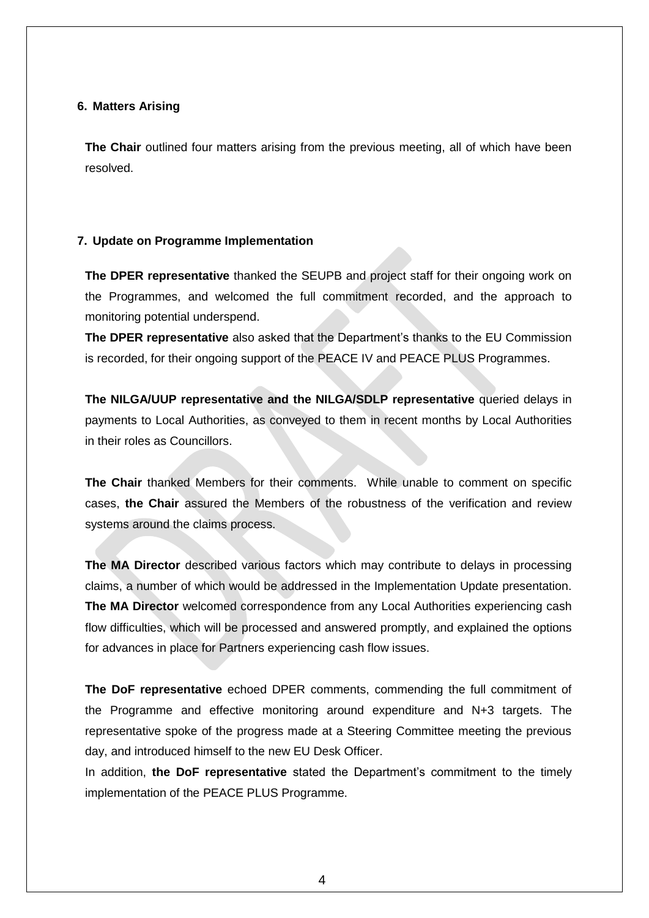## 6. Matters Arising

**The Chair** outlined four matters arising from the previous meeting, all of which have been resolved.

## 7. Update on Programme Implementation

**The DPER representative** thanked the SEUPB and project staff for their ongoing work on the Programmes, and welcomed the full commitment recorded, and the approach to monitoring potential underspend.

**The DPER representative** also asked that the Department's thanks to the EU Commission is recorded, for their ongoing support of the PEACE IV and PEACE PLUS Programmes.

**The NILGA/UUP representative and the NILGA/SDLP representative** queried delays in payments to Local Authorities, as conveyed to them in recent months by Local Authorities in their roles as Councillors.

**The Chair** thanked Members for their comments. While unable to comment on specific cases, **the Chair** assured the Members of the robustness of the verification and review systems around the claims process.

**The MA Director** described various factors which may contribute to delays in processing claims, a number of which would be addressed in the Implementation Update presentation. **The MA Director** welcomed correspondence from any Local Authorities experiencing cash flow difficulties, which will be processed and answered promptly, and explained the options for advances in place for Partners experiencing cash flow issues.

**The DoF representative** echoed DPER comments, commending the full commitment of the Programme and effective monitoring around expenditure and N+3 targets. The representative spoke of the progress made at a Steering Committee meeting the previous day, and introduced himself to the new EU Desk Officer.

In addition, **the DoF representative** stated the Department's commitment to the timely implementation of the PEACE PLUS Programme.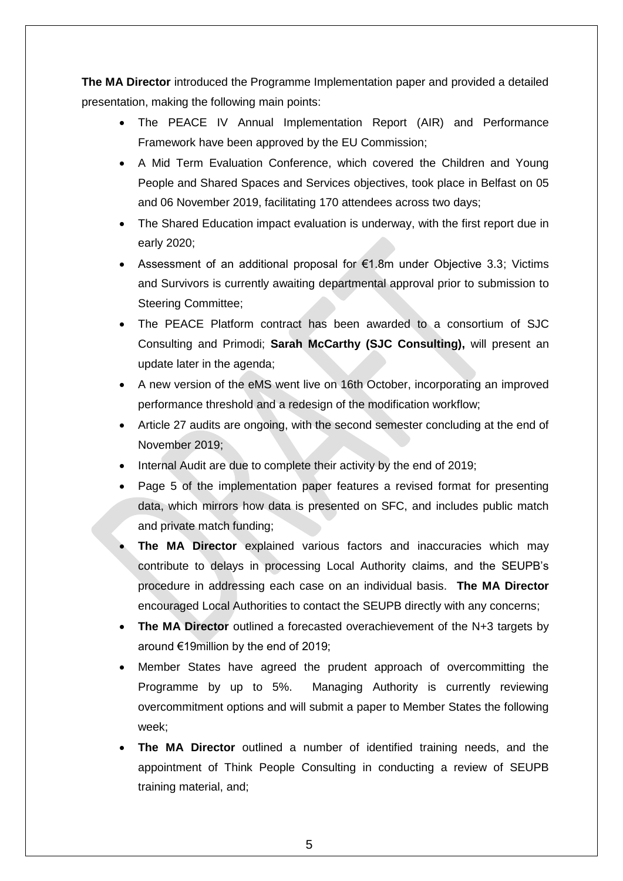**The MA Director** introduced the Programme Implementation paper and provided a detailed presentation, making the following main points:

- The PEACE IV Annual Implementation Report (AIR) and Performance Framework have been approved by the EU Commission;
- A Mid Term Evaluation Conference, which covered the Children and Young People and Shared Spaces and Services objectives, took place in Belfast on 05 and 06 November 2019, facilitating 170 attendees across two days;
- The Shared Education impact evaluation is underway, with the first report due in early 2020;
- Assessment of an additional proposal for €1.8m under Objective 3.3; Victims and Survivors is currently awaiting departmental approval prior to submission to Steering Committee;
- The PEACE Platform contract has been awarded to a consortium of SJC Consulting and Primodi; **Sarah McCarthy (SJC Consulting),** will present an update later in the agenda;
- A new version of the eMS went live on 16th October, incorporating an improved performance threshold and a redesign of the modification workflow;
- Article 27 audits are ongoing, with the second semester concluding at the end of November 2019;
- Internal Audit are due to complete their activity by the end of 2019;
- Page 5 of the implementation paper features a revised format for presenting data, which mirrors how data is presented on SFC, and includes public match and private match funding;
- **The MA Director** explained various factors and inaccuracies which may contribute to delays in processing Local Authority claims, and the SEUPB's procedure in addressing each case on an individual basis. **The MA Director** encouraged Local Authorities to contact the SEUPB directly with any concerns;
- **The MA Director** outlined a forecasted overachievement of the N+3 targets by around €19million by the end of 2019;
- Member States have agreed the prudent approach of overcommitting the Programme by up to 5%. Managing Authority is currently reviewing overcommitment options and will submit a paper to Member States the following week;
- **The MA Director** outlined a number of identified training needs, and the appointment of Think People Consulting in conducting a review of SEUPB training material, and;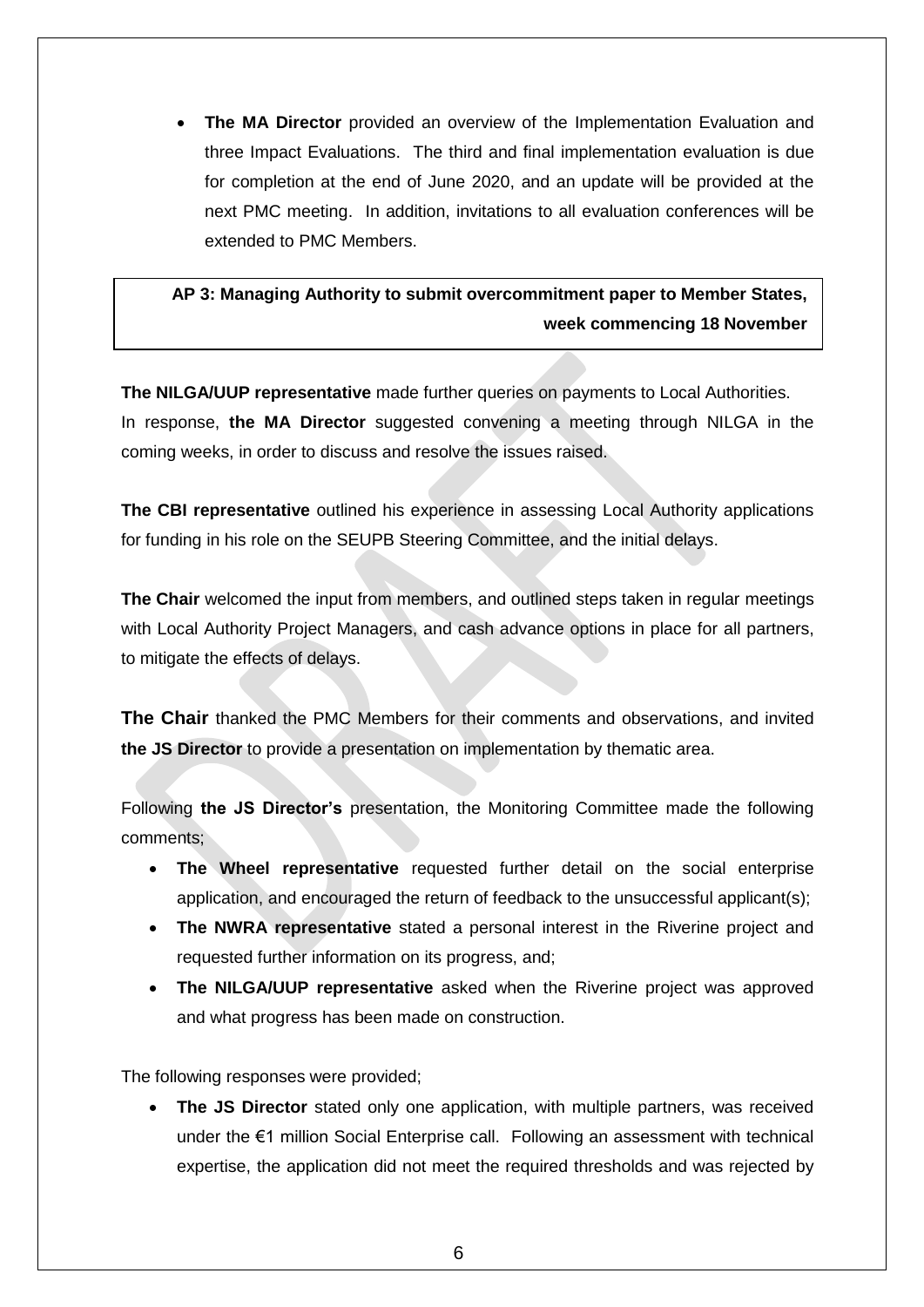- **The MA Director** provided an overview of the Implementation Evaluation and three Impact Evaluations. The third and final implementation evaluation is due for completion at the end of June 2020, and an update will be provided at the next PMC meeting. In addition, invitations to all evaluation conferences will be extended to PMC Members.

**AP 3: Managing Authority to submit overcommitment paper to Member States, week commencing 18 November**

**The NILGA/UUP representative** made further queries on payments to Local Authorities. In response, **the MA Director** suggested convening a meeting through NILGA in the coming weeks, in order to discuss and resolve the issues raised.

**The CBI representative** outlined his experience in assessing Local Authority applications for funding in his role on the SEUPB Steering Committee, and the initial delays.

**The Chair** welcomed the input from members, and outlined steps taken in regular meetings with Local Authority Project Managers, and cash advance options in place for all partners, to mitigate the effects of delays.

**The Chair** thanked the PMC Members for their comments and observations, and invited **the JS Director** to provide a presentation on implementation by thematic area.

Following **the JS Director's** presentation, the Monitoring Committee made the following comments;

- **The Wheel representative** requested further detail on the social enterprise application, and encouraged the return of feedback to the unsuccessful applicant(s);
- **The NWRA representative** stated a personal interest in the Riverine project and requested further information on its progress, and;
- **The NILGA/UUP representative** asked when the Riverine project was approved and what progress has been made on construction.

The following responses were provided;

- **The JS Director** stated only one application, with multiple partners, was received under the €1 million Social Enterprise call. Following an assessment with technical expertise, the application did not meet the required thresholds and was rejected by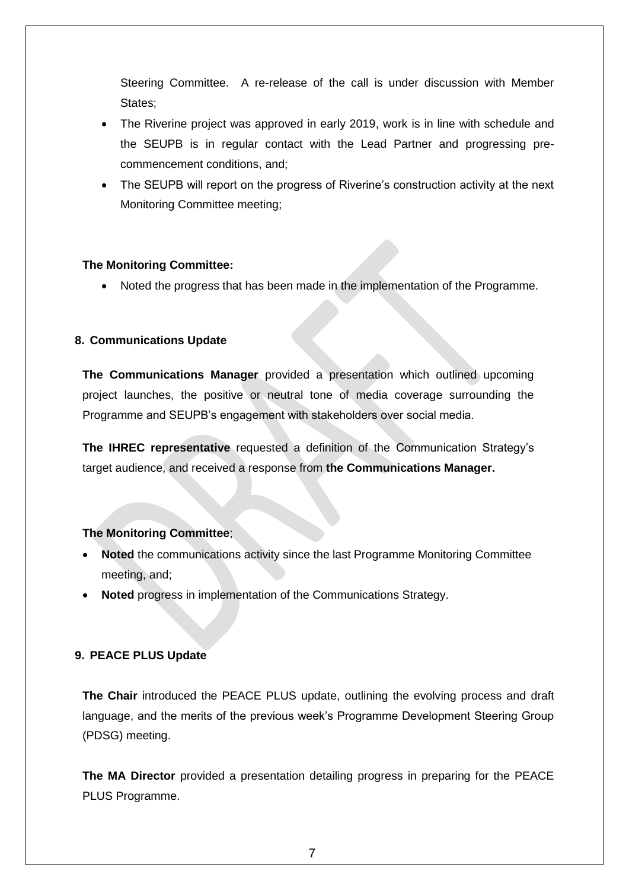Steering Committee. A re-release of the call is under discussion with Member States;

- The Riverine project was approved in early 2019, work is in line with schedule and the SEUPB is in regular contact with the Lead Partner and progressing pre-commencement conditions, and;
- The SEUPB will report on the progress of Riverine's construction activity at the next Monitoring Committee meeting;

**The Monitoring Committee:**

- Noted the progress that has been made in the implementation of the Programme.

## 8. Communications Update

**The Communications Manager** provided a presentation which outlined upcoming project launches, the positive or neutral tone of media coverage surrounding the Programme and SEUPB's engagement with stakeholders over social media.

**The IHREC representative** requested a definition of the Communication Strategy's target audience, and received a response from **the Communications Manager.**

**The Monitoring Committee**;

- **Noted** the communications activity since the last Programme Monitoring Committee meeting, and;
- **Noted** progress in implementation of the Communications Strategy.

## 9. PEACE PLUS Update

**The Chair** introduced the PEACE PLUS update, outlining the evolving process and draft language, and the merits of the previous week's Programme Development Steering Group (PDSG) meeting.

**The MA Director** provided a presentation detailing progress in preparing for the PEACE PLUS Programme.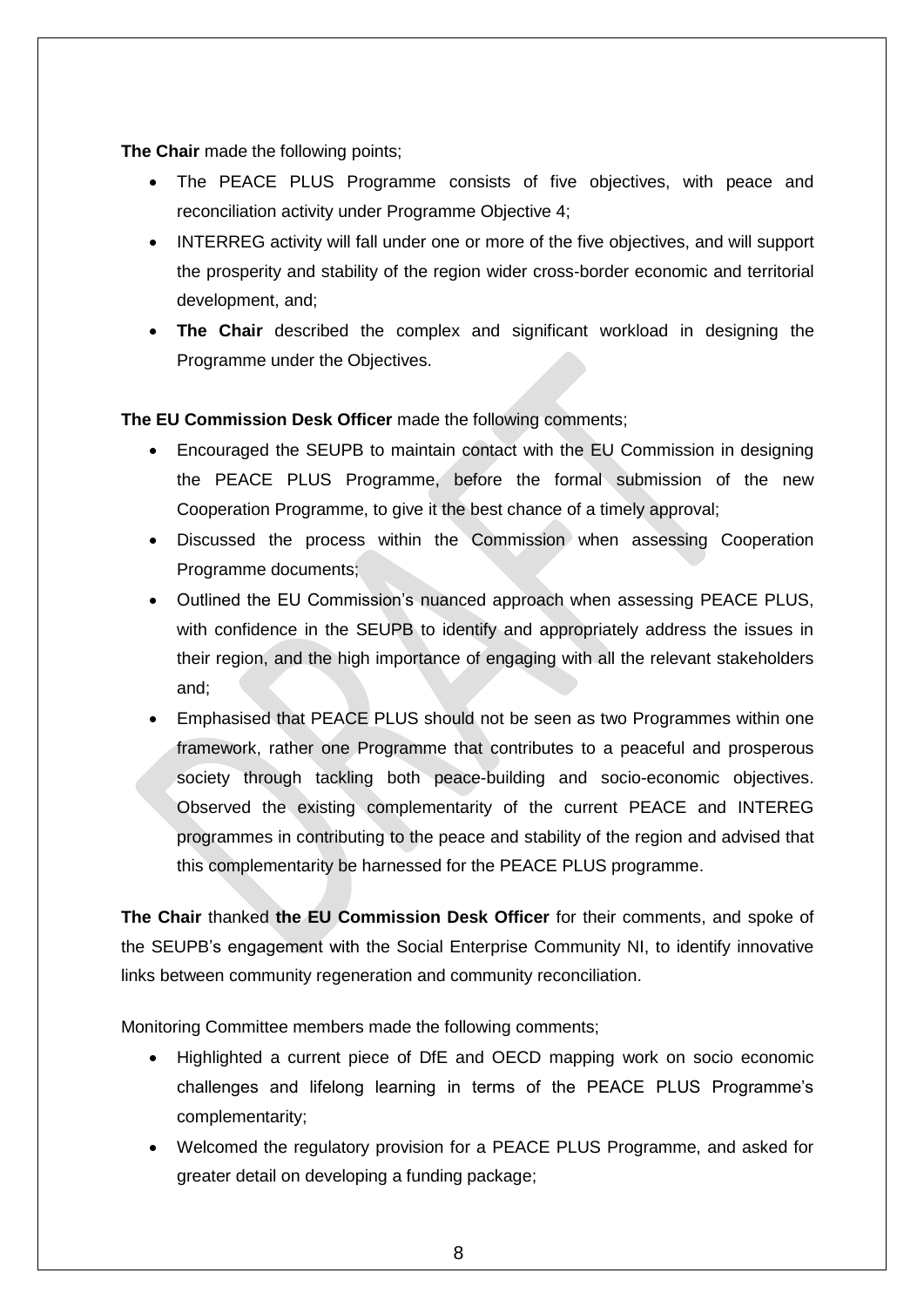**The Chair** made the following points;

- The PEACE PLUS Programme consists of five objectives, with peace and reconciliation activity under Programme Objective 4;
- INTERREG activity will fall under one or more of the five objectives, and will support the prosperity and stability of the region wider cross-border economic and territorial development, and;
- **The Chair** described the complex and significant workload in designing the Programme under the Objectives.

**The EU Commission Desk Officer** made the following comments;

- Encouraged the SEUPB to maintain contact with the EU Commission in designing the PEACE PLUS Programme, before the formal submission of the new Cooperation Programme, to give it the best chance of a timely approval;
- Discussed the process within the Commission when assessing Cooperation Programme documents;
- Outlined the EU Commission's nuanced approach when assessing PEACE PLUS, with confidence in the SEUPB to identify and appropriately address the issues in their region, and the high importance of engaging with all the relevant stakeholders and;
- Emphasised that PEACE PLUS should not be seen as two Programmes within one framework, rather one Programme that contributes to a peaceful and prosperous society through tackling both peace-building and socio-economic objectives. Observed the existing complementarity of the current PEACE and INTEREG programmes in contributing to the peace and stability of the region and advised that this complementarity be harnessed for the PEACE PLUS programme.

**The Chair** thanked **the EU Commission Desk Officer** for their comments, and spoke of the SEUPB's engagement with the Social Enterprise Community NI, to identify innovative links between community regeneration and community reconciliation.

Monitoring Committee members made the following comments;

- Highlighted a current piece of DfE and OECD mapping work on socio economic challenges and lifelong learning in terms of the PEACE PLUS Programme's complementarity;
- Welcomed the regulatory provision for a PEACE PLUS Programme, and asked for greater detail on developing a funding package;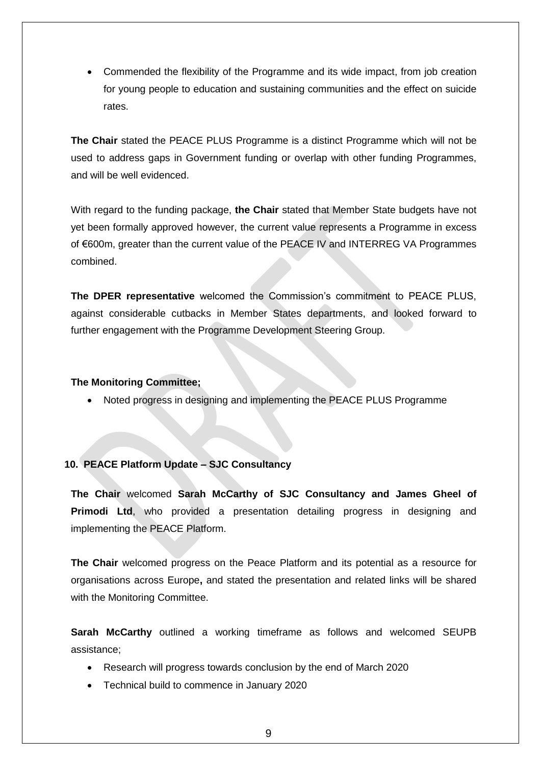- Commended the flexibility of the Programme and its wide impact, from job creation for young people to education and sustaining communities and the effect on suicide rates.

**The Chair** stated the PEACE PLUS Programme is a distinct Programme which will not be used to address gaps in Government funding or overlap with other funding Programmes, and will be well evidenced.

With regard to the funding package, **the Chair** stated that Member State budgets have not yet been formally approved however, the current value represents a Programme in excess of €600m, greater than the current value of the PEACE IV and INTERREG VA Programmes combined.

**The DPER representative** welcomed the Commission's commitment to PEACE PLUS, against considerable cutbacks in Member States departments, and looked forward to further engagement with the Programme Development Steering Group.

**The Monitoring Committee;**

- Noted progress in designing and implementing the PEACE PLUS Programme

## 10. PEACE Platform Update – SJC Consultancy

**The Chair** welcomed **Sarah McCarthy of SJC Consultancy and James Gheel of Primodi Ltd**, who provided a presentation detailing progress in designing and implementing the PEACE Platform.

**The Chair** welcomed progress on the Peace Platform and its potential as a resource for organisations across Europe**,** and stated the presentation and related links will be shared with the Monitoring Committee.

**Sarah McCarthy** outlined a working timeframe as follows and welcomed SEUPB assistance;

- Research will progress towards conclusion by the end of March 2020
- Technical build to commence in January 2020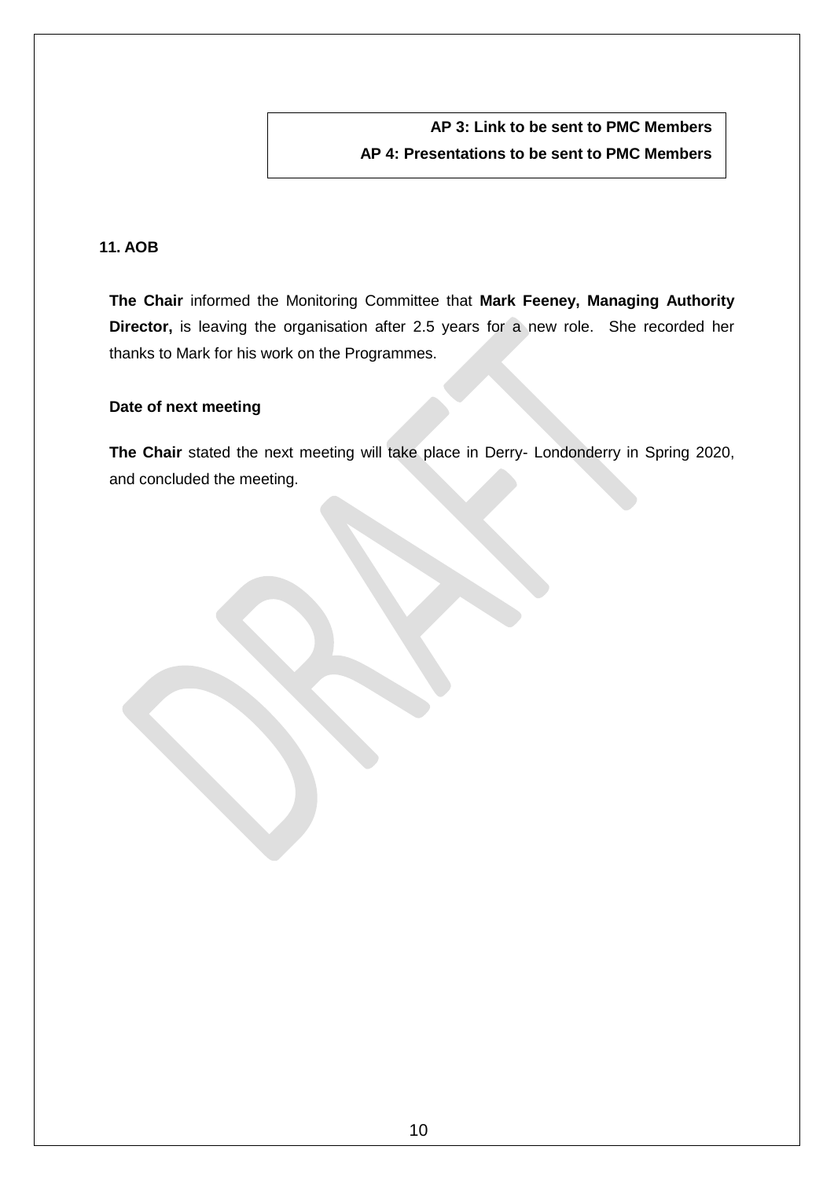**AP 3: Link to be sent to PMC Members**
**AP 4: Presentations to be sent to PMC Members**

## 11. AOB

**The Chair** informed the Monitoring Committee that **Mark Feeney, Managing Authority Director,** is leaving the organisation after 2.5 years for a new role. She recorded her thanks to Mark for his work on the Programmes.

### Date of next meeting

**The Chair** stated the next meeting will take place in Derry- Londonderry in Spring 2020, and concluded the meeting.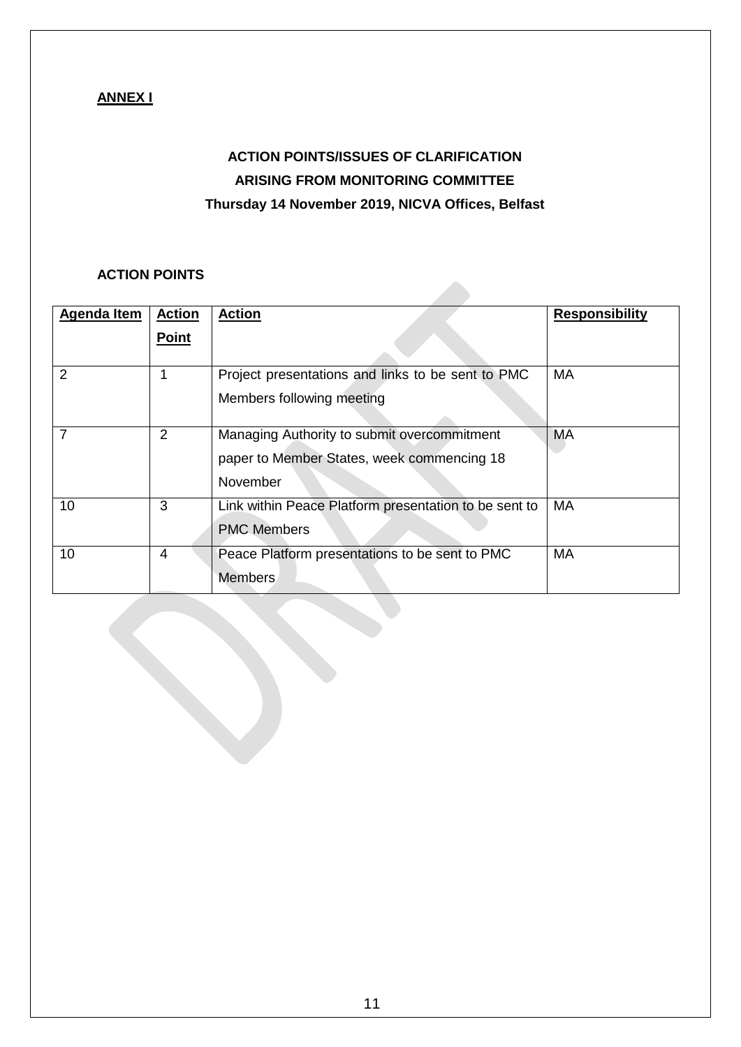**ANNEX I**

**ACTION POINTS/ISSUES OF CLARIFICATION**
**ARISING FROM MONITORING COMMITTEE**
**Thursday 14 November 2019, NICVA Offices, Belfast**

**ACTION POINTS**

| Agenda Item | Action Point | Action | Responsibility |
|---|---|---|---|
| 2 | 1 | Project presentations and links to be sent to PMC Members following meeting | MA |
| 7 | 2 | Managing Authority to submit overcommitment paper to Member States, week commencing 18 November | MA |
| 10 | 3 | Link within Peace Platform presentation to be sent to PMC Members | MA |
| 10 | 4 | Peace Platform presentations to be sent to PMC Members | MA |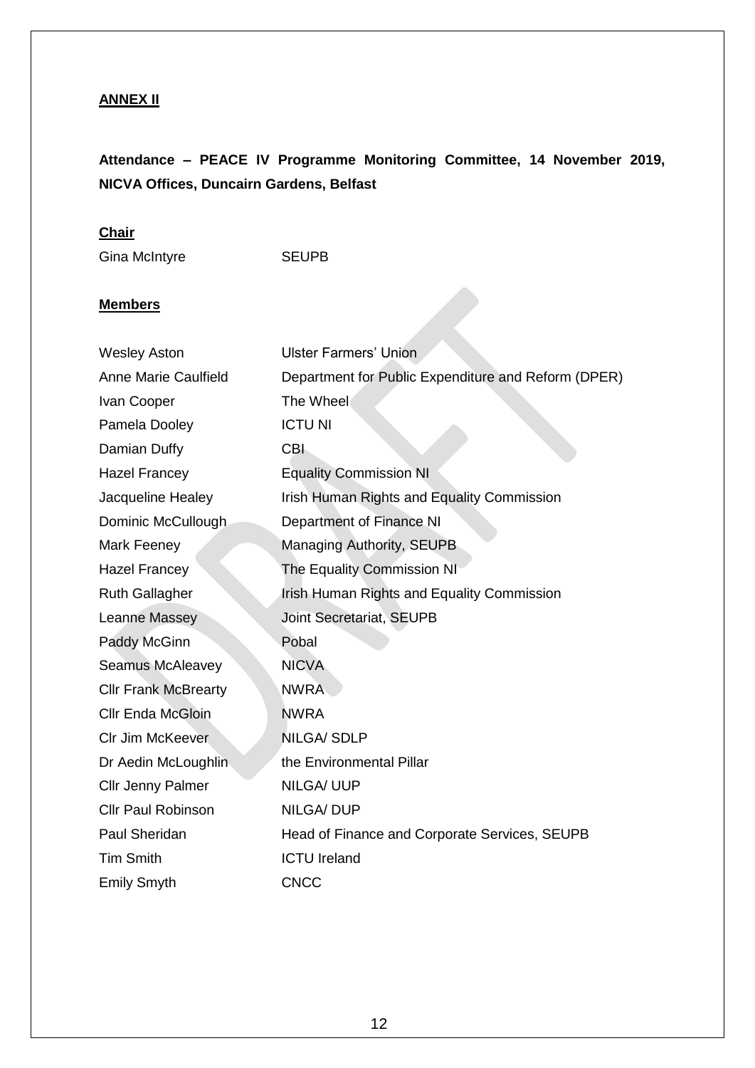**ANNEX II**

**Attendance – PEACE IV Programme Monitoring Committee, 14 November 2019, NICVA Offices, Duncairn Gardens, Belfast**

**Chair**

Gina McIntyre SEUPB

**Members**

| | |
|---|---|
| Wesley Aston | Ulster Farmers' Union |
| Anne Marie Caulfield | Department for Public Expenditure and Reform (DPER) |
| Ivan Cooper | The Wheel |
| Pamela Dooley | ICTU NI |
| Damian Duffy | CBI |
| Hazel Francey | Equality Commission NI |
| Jacqueline Healey | Irish Human Rights and Equality Commission |
| Dominic McCullough | Department of Finance NI |
| Mark Feeney | Managing Authority, SEUPB |
| Hazel Francey | The Equality Commission NI |
| Ruth Gallagher | Irish Human Rights and Equality Commission |
| Leanne Massey | Joint Secretariat, SEUPB |
| Paddy McGinn | Pobal |
| Seamus McAleavey | NICVA |
| Cllr Frank McBrearty | NWRA |
| Cllr Enda McGloin | NWRA |
| Clr Jim McKeever | NILGA/ SDLP |
| Dr Aedin McLoughlin | the Environmental Pillar |
| Cllr Jenny Palmer | NILGA/ UUP |
| Cllr Paul Robinson | NILGA/ DUP |
| Paul Sheridan | Head of Finance and Corporate Services, SEUPB |
| Tim Smith | ICTU Ireland |
| Emily Smyth | CNCC |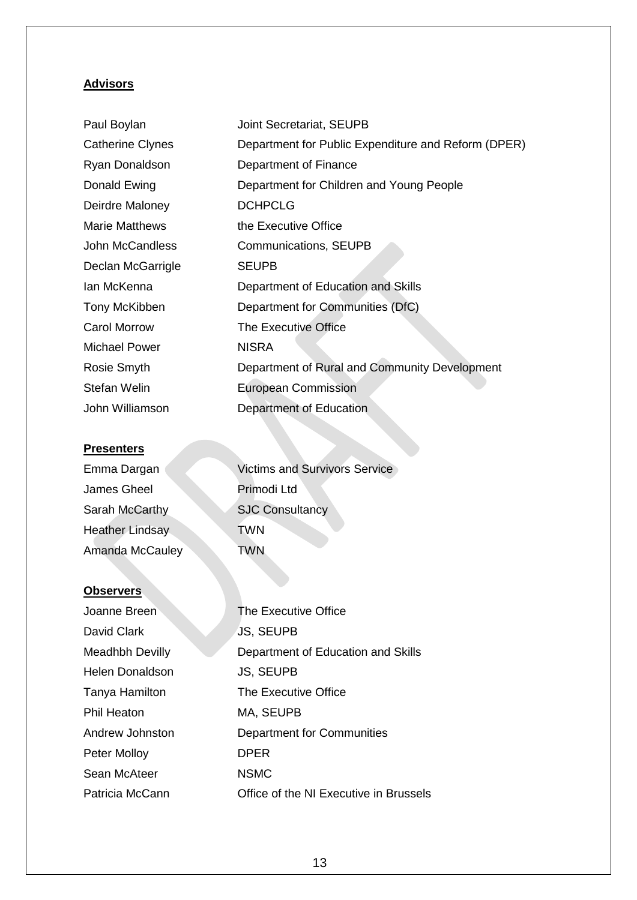**Advisors**

| | |
|---|---|
| Paul Boylan | Joint Secretariat, SEUPB |
| Catherine Clynes | Department for Public Expenditure and Reform (DPER) |
| Ryan Donaldson | Department of Finance |
| Donald Ewing | Department for Children and Young People |
| Deirdre Maloney | DCHPCLG |
| Marie Matthews | the Executive Office |
| John McCandless | Communications, SEUPB |
| Declan McGarrigle | SEUPB |
| Ian McKenna | Department of Education and Skills |
| Tony McKibben | Department for Communities (DfC) |
| Carol Morrow | The Executive Office |
| Michael Power | NISRA |
| Rosie Smyth | Department of Rural and Community Development |
| Stefan Welin | European Commission |
| John Williamson | Department of Education |

**Presenters**

| | |
|---|---|
| Emma Dargan | Victims and Survivors Service |
| James Gheel | Primodi Ltd |
| Sarah McCarthy | SJC Consultancy |
| Heather Lindsay | TWN |
| Amanda McCauley | TWN |

**Observers**

| | |
|---|---|
| Joanne Breen | The Executive Office |
| David Clark | JS, SEUPB |
| Meadhbh Devilly | Department of Education and Skills |
| Helen Donaldson | JS, SEUPB |
| Tanya Hamilton | The Executive Office |
| Phil Heaton | MA, SEUPB |
| Andrew Johnston | Department for Communities |
| Peter Molloy | DPER |
| Sean McAteer | NSMC |
| Patricia McCann | Office of the NI Executive in Brussels |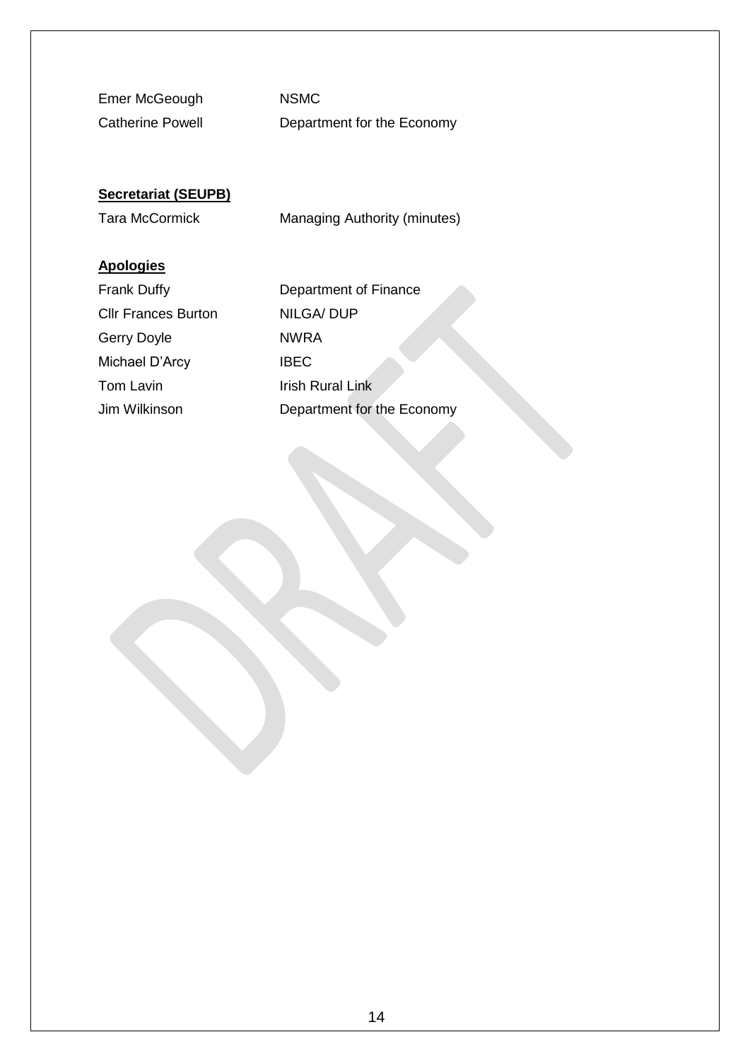| | |
|---|---|
| Emer McGeough | NSMC |
| Catherine Powell | Department for the Economy |

**Secretariat (SEUPB)**

| | |
|---|---|
| Tara McCormick | Managing Authority (minutes) |

**Apologies**

| | |
|---|---|
| Frank Duffy | Department of Finance |
| Cllr Frances Burton | NILGA/ DUP |
| Gerry Doyle | NWRA |
| Michael D'Arcy | IBEC |
| Tom Lavin | Irish Rural Link |
| Jim Wilkinson | Department for the Economy |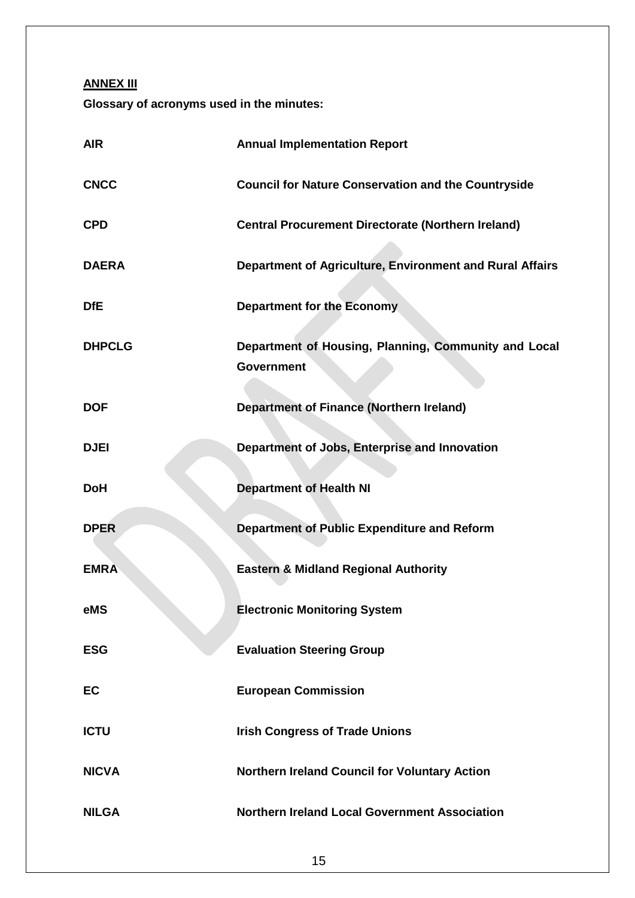**ANNEX III**

**Glossary of acronyms used in the minutes:**

| | |
|---|---|
| **AIR** | **Annual Implementation Report** |
| **CNCC** | **Council for Nature Conservation and the Countryside** |
| **CPD** | **Central Procurement Directorate (Northern Ireland)** |
| **DAERA** | **Department of Agriculture, Environment and Rural Affairs** |
| **DfE** | **Department for the Economy** |
| **DHPCLG** | **Department of Housing, Planning, Community and Local Government** |
| **DOF** | **Department of Finance (Northern Ireland)** |
| **DJEI** | **Department of Jobs, Enterprise and Innovation** |
| **DoH** | **Department of Health NI** |
| **DPER** | **Department of Public Expenditure and Reform** |
| **EMRA** | **Eastern & Midland Regional Authority** |
| **eMS** | **Electronic Monitoring System** |
| **ESG** | **Evaluation Steering Group** |
| **EC** | **European Commission** |
| **ICTU** | **Irish Congress of Trade Unions** |
| **NICVA** | **Northern Ireland Council for Voluntary Action** |
| **NILGA** | **Northern Ireland Local Government Association** |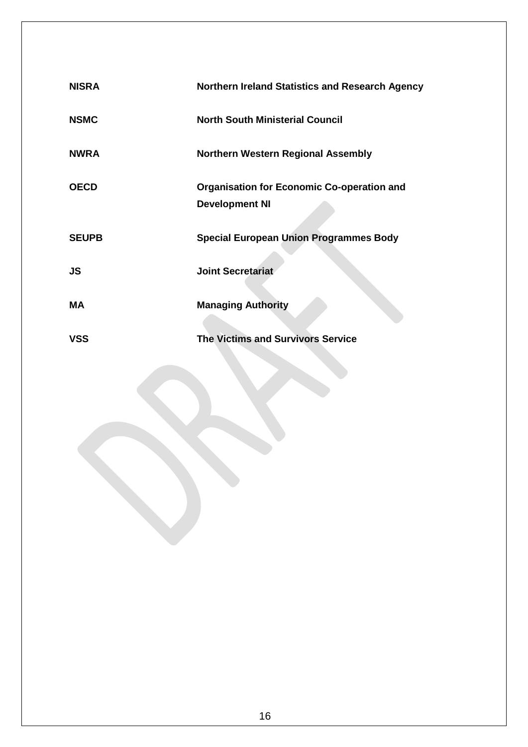| | |
|---|---|
| **NISRA** | **Northern Ireland Statistics and Research Agency** |
| **NSMC** | **North South Ministerial Council** |
| **NWRA** | **Northern Western Regional Assembly** |
| **OECD** | **Organisation for Economic Co-operation and Development NI** |
| **SEUPB** | **Special European Union Programmes Body** |
| **JS** | **Joint Secretariat** |
| **MA** | **Managing Authority** |
| **VSS** | **The Victims and Survivors Service** |